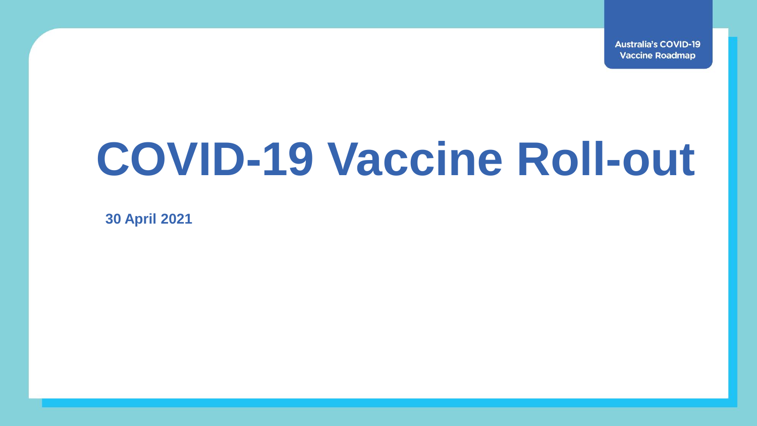Australia's COVID-19 Vaccine Roadmap

# COVID-19 Vaccine Roll-out

**30 April 2021**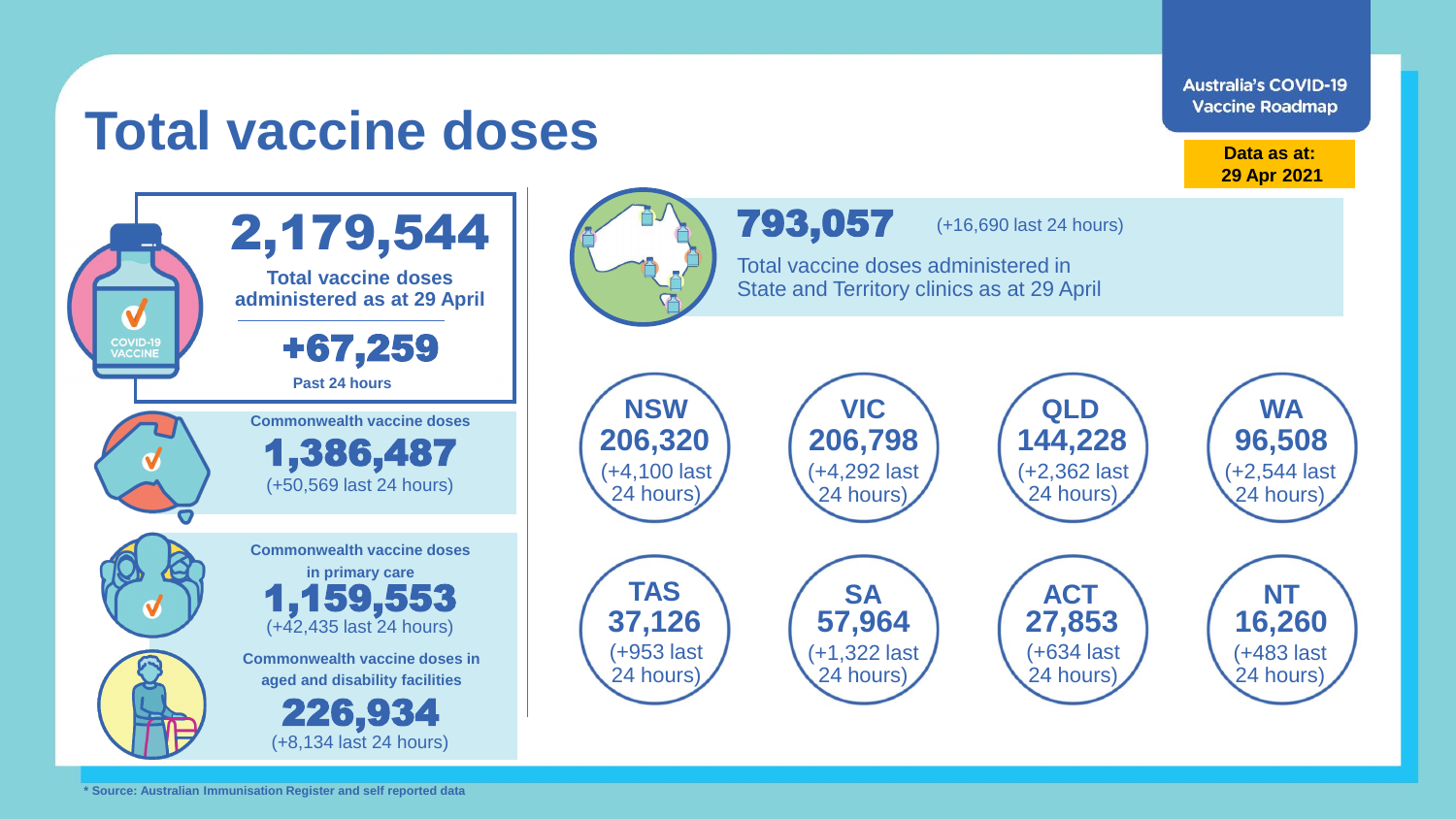# Total vaccine doses

Australia's COVID-19 Vaccine Roadmap

**Data as at: 29 Apr 2021**

## 2,179,544

**Total vaccine doses administered as at 29 April**

**+67,259**

**Past 24 hours**

**Commonwealth vaccine doses**

**1,386,487**

(+50,569 last 24 hours)

**Commonwealth vaccine doses in primary care**

**1,159,553**

(+42,435 last 24 hours)

**Commonwealth vaccine doses in aged and disability facilities**

**226,934**

(+8,134 last 24 hours)

## 793,057

(+16,690 last 24 hours)

Total vaccine doses administered in State and Territory clinics as at 29 April

| State/Territory | Doses | Last 24 hours |
| --- | --- | --- |
| **NSW** | **206,320** | +4,100 |
| **VIC** | **206,798** | +4,292 |
| **QLD** | **144,228** | +2,362 |
| **WA** | **96,508** | +2,544 |
| **TAS** | **37,126** | +953 |
| **SA** | **57,964** | +1,322 |
| **ACT** | **27,853** | +634 |
| **NT** | **16,260** | +483 |

**\* Source: Australian Immunisation Register and self reported data**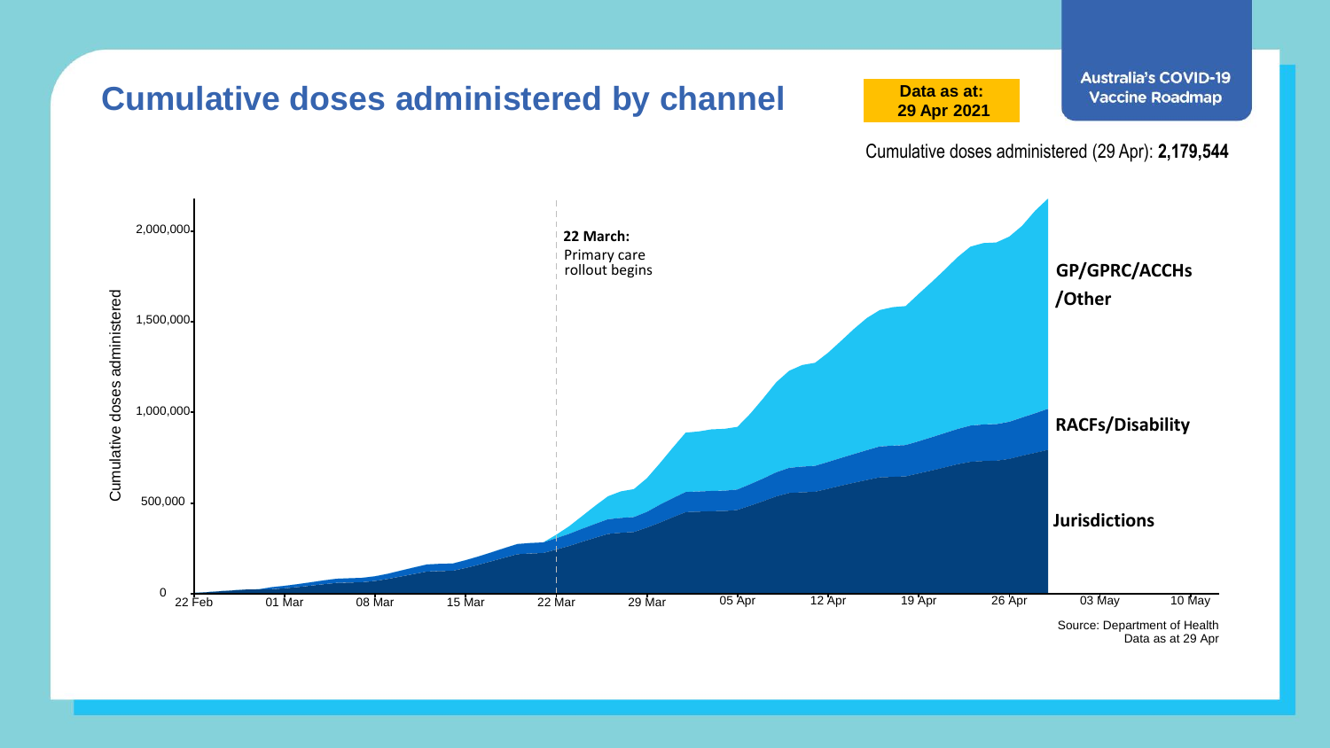# Cumulative doses administered by channel

**Data as at: 29 Apr 2021**

Australia's COVID-19 Vaccine Roadmap

Cumulative doses administered (29 Apr): **2,179,544**

Cumulative doses administered

2,000,000
1,500,000
1,000,000
500,000
0

22 Feb | 01 Mar | 08 Mar | 15 Mar | 22 Mar | 29 Mar | 05 Apr | 12 Apr | 19 Apr | 26 Apr | 03 May | 10 May

**22 March:** Primary care rollout begins

**GP/GPRC/ACCHs /Other**

**RACFs/Disability**

**Jurisdictions**

Source: Department of Health
Data as at 29 Apr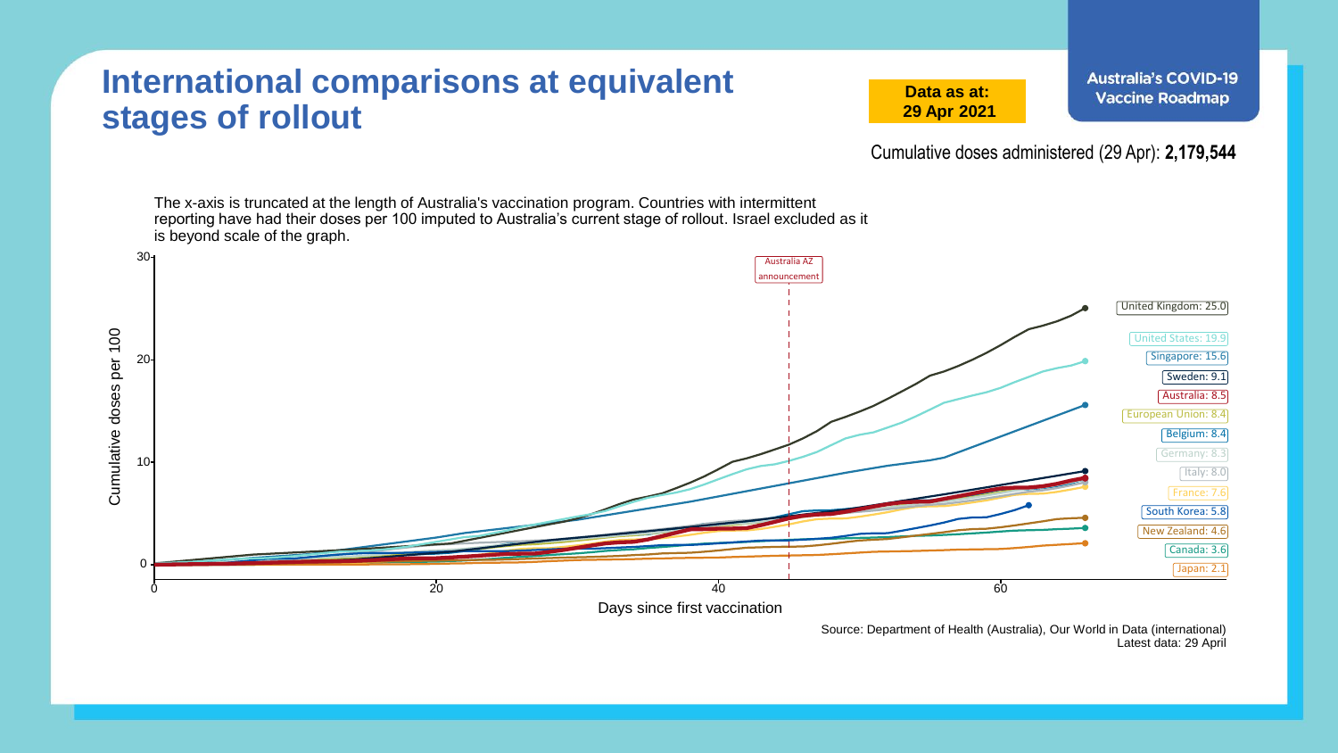# International comparisons at equivalent stages of rollout

**Data as at:**
**29 Apr 2021**

**Australia's COVID-19 Vaccine Roadmap**

Cumulative doses administered (29 Apr): **2,179,544**

The x-axis is truncated at the length of Australia's vaccination program. Countries with intermittent reporting have had their doses per 100 imputed to Australia's current stage of rollout. Israel excluded as it is beyond scale of the graph.

Cumulative doses per 100

Australia AZ announcement

- United Kingdom: 25.0
- United States: 19.9
- Singapore: 15.6
- Sweden: 9.1
- Australia: 8.5
- European Union: 8.4
- Belgium: 8.4
- Germany: 8.3
- Italy: 8.0
- France: 7.6
- South Korea: 5.8
- New Zealand: 4.6
- Canada: 3.6
- Japan: 2.1

Days since first vaccination

Source: Department of Health (Australia), Our World in Data (international)
Latest data: 29 April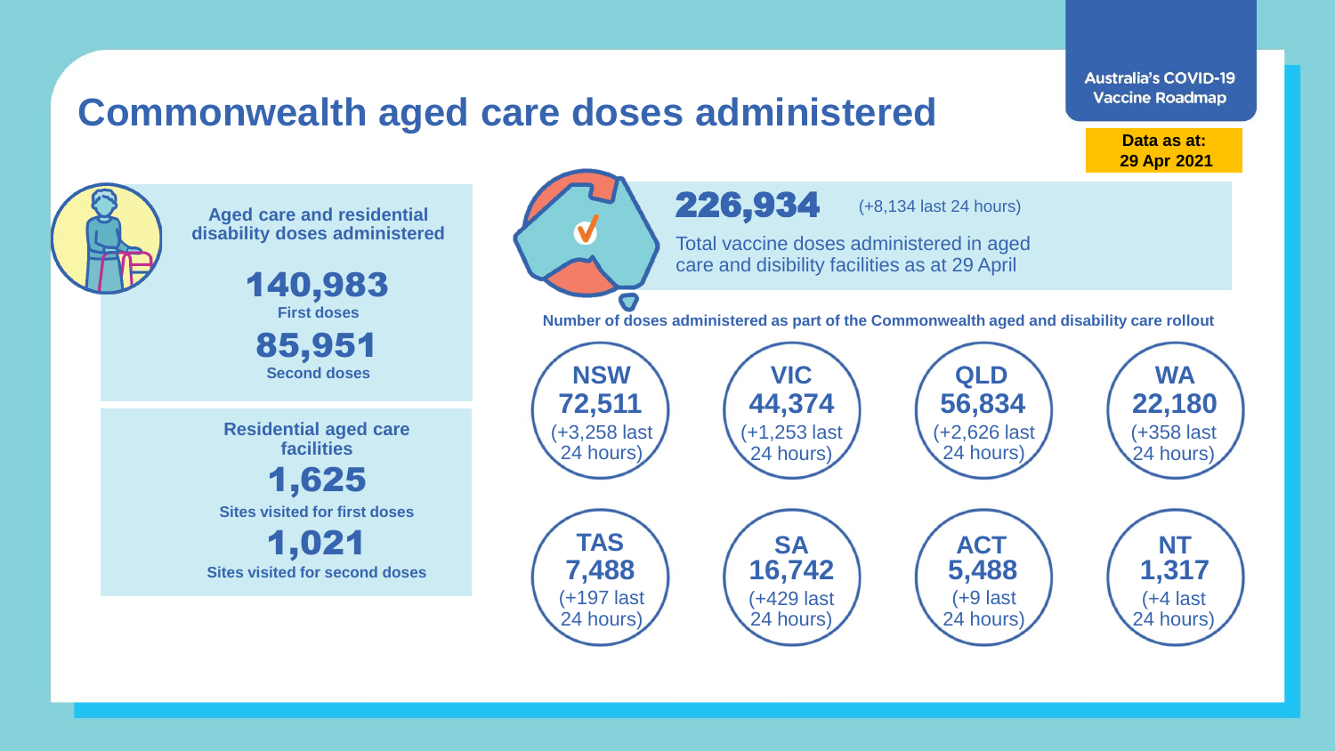# Commonwealth aged care doses administered

**Australia's COVID-19 Vaccine Roadmap**

**Data as at: 29 Apr 2021**

### Aged care and residential disability doses administered

**140,983**
First doses

**85,951**
Second doses

### Residential aged care facilities

**1,625**
Sites visited for first doses

**1,021**
Sites visited for second doses

**226,934** (+8,134 last 24 hours)

Total vaccine doses administered in aged care and disibility facilities as at 29 April

**Number of doses administered as part of the Commonwealth aged and disability care rollout**

| State/Territory | Doses | Change |
| --- | --- | --- |
| NSW | 72,511 | (+3,258 last 24 hours) |
| VIC | 44,374 | (+1,253 last 24 hours) |
| QLD | 56,834 | (+2,626 last 24 hours) |
| WA | 22,180 | (+358 last 24 hours) |
| TAS | 7,488 | (+197 last 24 hours) |
| SA | 16,742 | (+429 last 24 hours) |
| ACT | 5,488 | (+9 last 24 hours) |
| NT | 1,317 | (+4 last 24 hours) |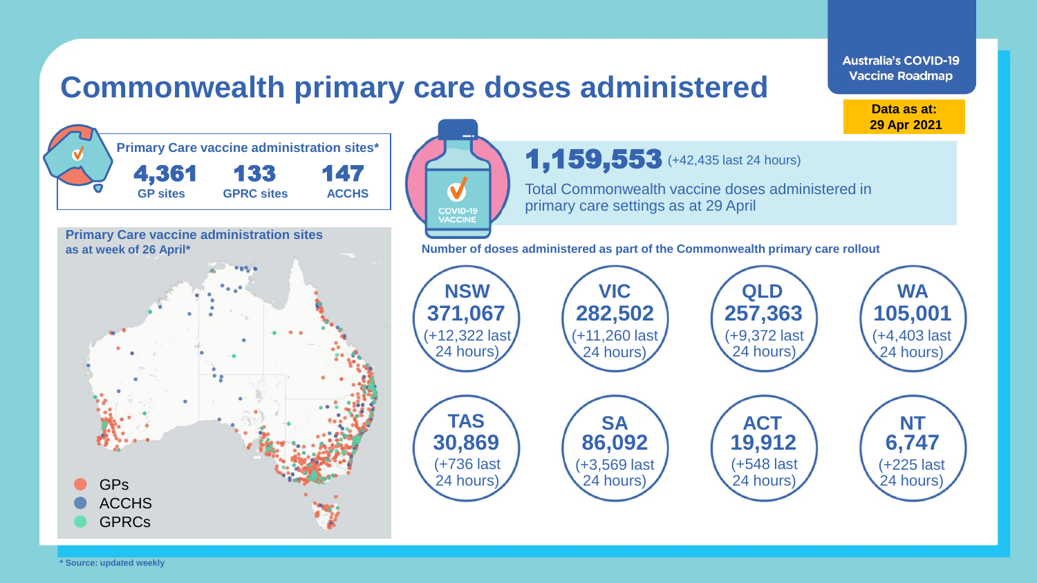# Commonwealth primary care doses administered

Australia's COVID-19 Vaccine Roadmap

**Data as at: 29 Apr 2021**

**Primary Care vaccine administration sites***

| 4,361 | 133 | 147 |
|---|---|---|
| GP sites | GPRC sites | ACCHS |

**Primary Care vaccine administration sites as at week of 26 April***

GPs
ACCHS
GPRCs

**1,159,553** (+42,435 last 24 hours)

Total Commonwealth vaccine doses administered in primary care settings as at 29 April

**Number of doses administered as part of the Commonwealth primary care rollout**

| State/Territory | Doses | Last 24 hours |
|---|---|---|
| NSW | 371,067 | +12,322 |
| VIC | 282,502 | +11,260 |
| QLD | 257,363 | +9,372 |
| WA | 105,001 | +4,403 |
| TAS | 30,869 | +736 |
| SA | 86,092 | +3,569 |
| ACT | 19,912 | +548 |
| NT | 6,747 | +225 |

**\* Source: updated weekly**